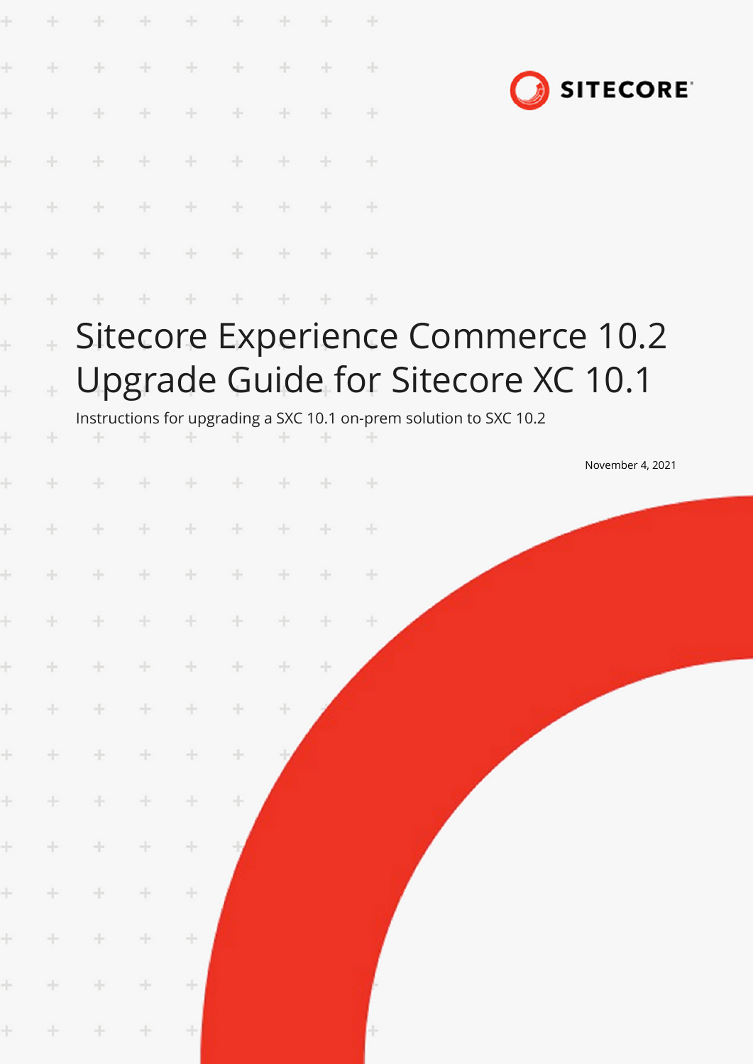SITECORE

# Sitecore Experience Commerce 10.2 Upgrade Guide for Sitecore XC 10.1

Instructions for upgrading a SXC 10.1 on-prem solution to SXC 10.2

November 4, 2021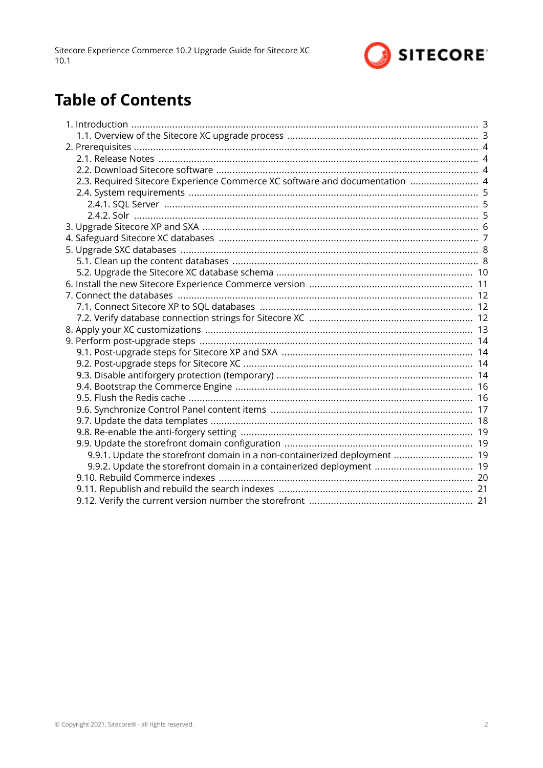# Table of Contents

- 1. Introduction ... 3
  - 1.1. Overview of the Sitecore XC upgrade process ... 3
- 2. Prerequisites ... 4
  - 2.1. Release Notes ... 4
  - 2.2. Download Sitecore software ... 4
  - 2.3. Required Sitecore Experience Commerce XC software and documentation ... 4
  - 2.4. System requirements ... 5
    - 2.4.1. SQL Server ... 5
    - 2.4.2. Solr ... 5
- 3. Upgrade Sitecore XP and SXA ... 6
- 4. Safeguard Sitecore XC databases ... 7
- 5. Upgrade SXC databases ... 8
  - 5.1. Clean up the content databases ... 8
  - 5.2. Upgrade the Sitecore XC database schema ... 10
- 6. Install the new Sitecore Experience Commerce version ... 11
- 7. Connect the databases ... 12
  - 7.1. Connect Sitecore XP to SQL databases ... 12
  - 7.2. Verify database connection strings for Sitecore XC ... 12
- 8. Apply your XC customizations ... 13
- 9. Perform post-upgrade steps ... 14
  - 9.1. Post-upgrade steps for Sitecore XP and SXA ... 14
  - 9.2. Post-upgrade steps for Sitecore XC ... 14
  - 9.3. Disable antiforgery protection (temporary) ... 14
  - 9.4. Bootstrap the Commerce Engine ... 16
  - 9.5. Flush the Redis cache ... 16
  - 9.6. Synchronize Control Panel content items ... 17
  - 9.7. Update the data templates ... 18
  - 9.8. Re-enable the anti-forgery setting ... 19
  - 9.9. Update the storefront domain configuration ... 19
    - 9.9.1. Update the storefront domain in a non-containerized deployment ... 19
    - 9.9.2. Update the storefront domain in a containerized deployment ... 19
  - 9.10. Rebuild Commerce indexes ... 20
  - 9.11. Republish and rebuild the search indexes ... 21
  - 9.12. Verify the current version number the storefront ... 21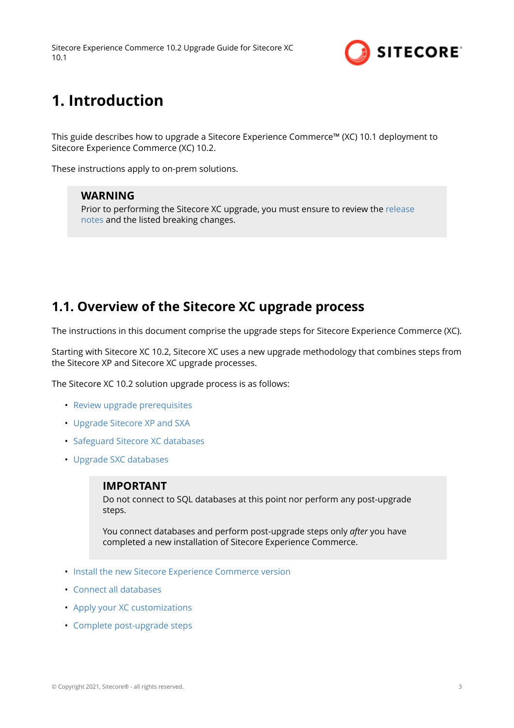# 1. Introduction

This guide describes how to upgrade a Sitecore Experience Commerce™ (XC) 10.1 deployment to Sitecore Experience Commerce (XC) 10.2.

These instructions apply to on-prem solutions.

> **WARNING**
> Prior to performing the Sitecore XC upgrade, you must ensure to review the release notes and the listed breaking changes.

## 1.1. Overview of the Sitecore XC upgrade process

The instructions in this document comprise the upgrade steps for Sitecore Experience Commerce (XC).

Starting with Sitecore XC 10.2, Sitecore XC uses a new upgrade methodology that combines steps from the Sitecore XP and Sitecore XC upgrade processes.

The Sitecore XC 10.2 solution upgrade process is as follows:

- Review upgrade prerequisites
- Upgrade Sitecore XP and SXA
- Safeguard Sitecore XC databases
- Upgrade SXC databases

> **IMPORTANT**
> Do not connect to SQL databases at this point nor perform any post-upgrade steps.
>
> You connect databases and perform post-upgrade steps only *after* you have completed a new installation of Sitecore Experience Commerce.

- Install the new Sitecore Experience Commerce version
- Connect all databases
- Apply your XC customizations
- Complete post-upgrade steps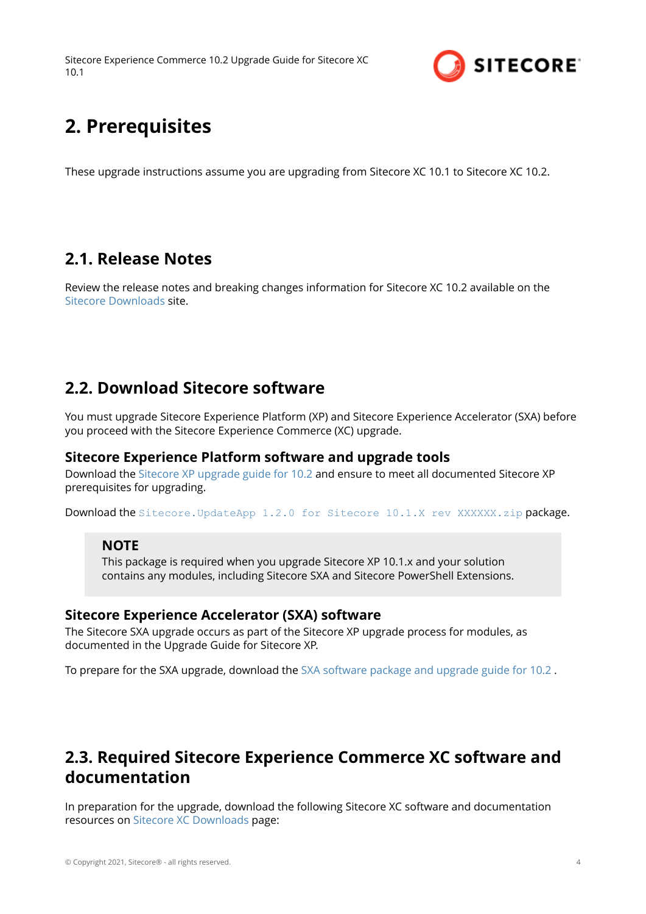# 2. Prerequisites

These upgrade instructions assume you are upgrading from Sitecore XC 10.1 to Sitecore XC 10.2.

## 2.1. Release Notes

Review the release notes and breaking changes information for Sitecore XC 10.2 available on the Sitecore Downloads site.

## 2.2. Download Sitecore software

You must upgrade Sitecore Experience Platform (XP) and Sitecore Experience Accelerator (SXA) before you proceed with the Sitecore Experience Commerce (XC) upgrade.

### Sitecore Experience Platform software and upgrade tools

Download the Sitecore XP upgrade guide for 10.2 and ensure to meet all documented Sitecore XP prerequisites for upgrading.

Download the `Sitecore.UpdateApp 1.2.0 for Sitecore 10.1.X rev XXXXXX.zip` package.

> **NOTE**
> This package is required when you upgrade Sitecore XP 10.1.x and your solution contains any modules, including Sitecore SXA and Sitecore PowerShell Extensions.

### Sitecore Experience Accelerator (SXA) software

The Sitecore SXA upgrade occurs as part of the Sitecore XP upgrade process for modules, as documented in the Upgrade Guide for Sitecore XP.

To prepare for the SXA upgrade, download the SXA software package and upgrade guide for 10.2 .

## 2.3. Required Sitecore Experience Commerce XC software and documentation

In preparation for the upgrade, download the following Sitecore XC software and documentation resources on Sitecore XC Downloads page: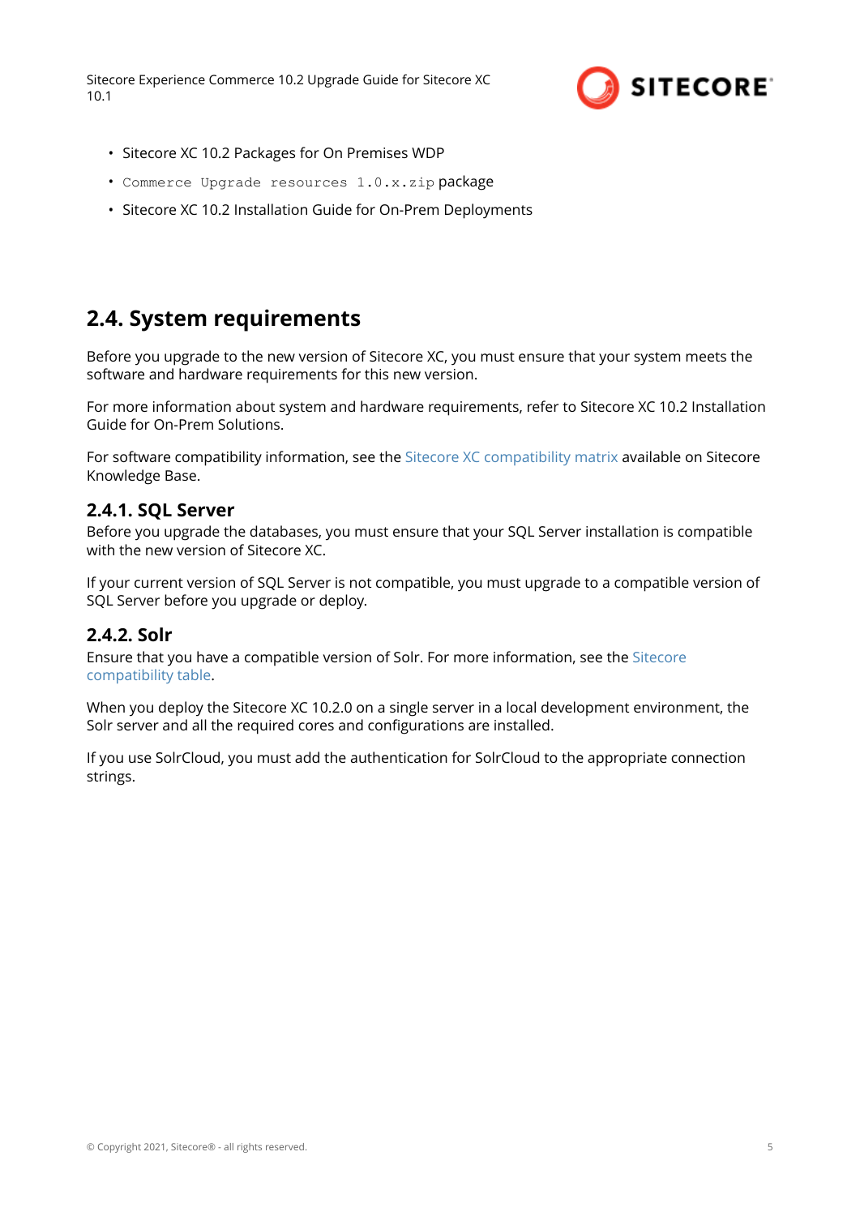- Sitecore XC 10.2 Packages for On Premises WDP
- `Commerce Upgrade resources 1.0.x.zip` package
- Sitecore XC 10.2 Installation Guide for On-Prem Deployments

## 2.4. System requirements

Before you upgrade to the new version of Sitecore XC, you must ensure that your system meets the software and hardware requirements for this new version.

For more information about system and hardware requirements, refer to Sitecore XC 10.2 Installation Guide for On-Prem Solutions.

For software compatibility information, see the Sitecore XC compatibility matrix available on Sitecore Knowledge Base.

### 2.4.1. SQL Server

Before you upgrade the databases, you must ensure that your SQL Server installation is compatible with the new version of Sitecore XC.

If your current version of SQL Server is not compatible, you must upgrade to a compatible version of SQL Server before you upgrade or deploy.

### 2.4.2. Solr

Ensure that you have a compatible version of Solr. For more information, see the Sitecore compatibility table.

When you deploy the Sitecore XC 10.2.0 on a single server in a local development environment, the Solr server and all the required cores and configurations are installed.

If you use SolrCloud, you must add the authentication for SolrCloud to the appropriate connection strings.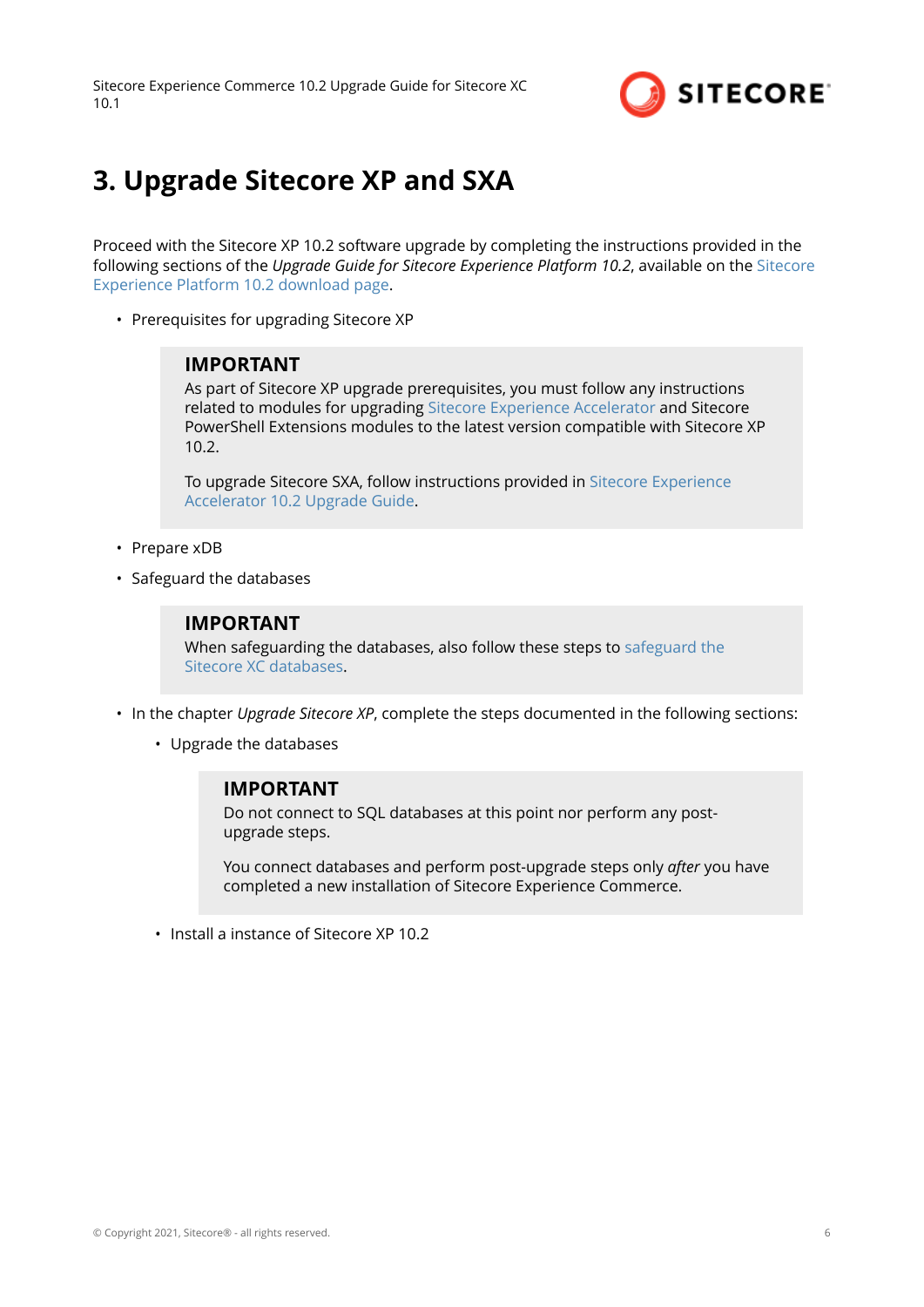# 3. Upgrade Sitecore XP and SXA

Proceed with the Sitecore XP 10.2 software upgrade by completing the instructions provided in the following sections of the *Upgrade Guide for Sitecore Experience Platform 10.2*, available on the Sitecore Experience Platform 10.2 download page.

- Prerequisites for upgrading Sitecore XP

  > **IMPORTANT**
  >
  > As part of Sitecore XP upgrade prerequisites, you must follow any instructions related to modules for upgrading Sitecore Experience Accelerator and Sitecore PowerShell Extensions modules to the latest version compatible with Sitecore XP 10.2.
  >
  > To upgrade Sitecore SXA, follow instructions provided in Sitecore Experience Accelerator 10.2 Upgrade Guide.

- Prepare xDB
- Safeguard the databases

  > **IMPORTANT**
  >
  > When safeguarding the databases, also follow these steps to safeguard the Sitecore XC databases.

- In the chapter *Upgrade Sitecore XP*, complete the steps documented in the following sections:
  - Upgrade the databases

    > **IMPORTANT**
    >
    > Do not connect to SQL databases at this point nor perform any post-upgrade steps.
    >
    > You connect databases and perform post-upgrade steps only *after* you have completed a new installation of Sitecore Experience Commerce.

  - Install a instance of Sitecore XP 10.2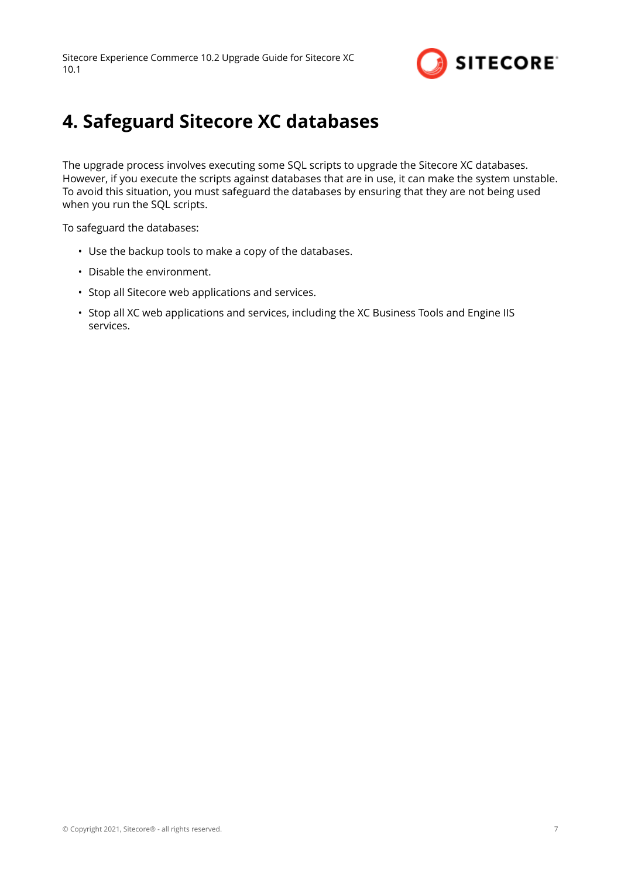# 4. Safeguard Sitecore XC databases

The upgrade process involves executing some SQL scripts to upgrade the Sitecore XC databases. However, if you execute the scripts against databases that are in use, it can make the system unstable. To avoid this situation, you must safeguard the databases by ensuring that they are not being used when you run the SQL scripts.

To safeguard the databases:

- Use the backup tools to make a copy of the databases.
- Disable the environment.
- Stop all Sitecore web applications and services.
- Stop all XC web applications and services, including the XC Business Tools and Engine IIS services.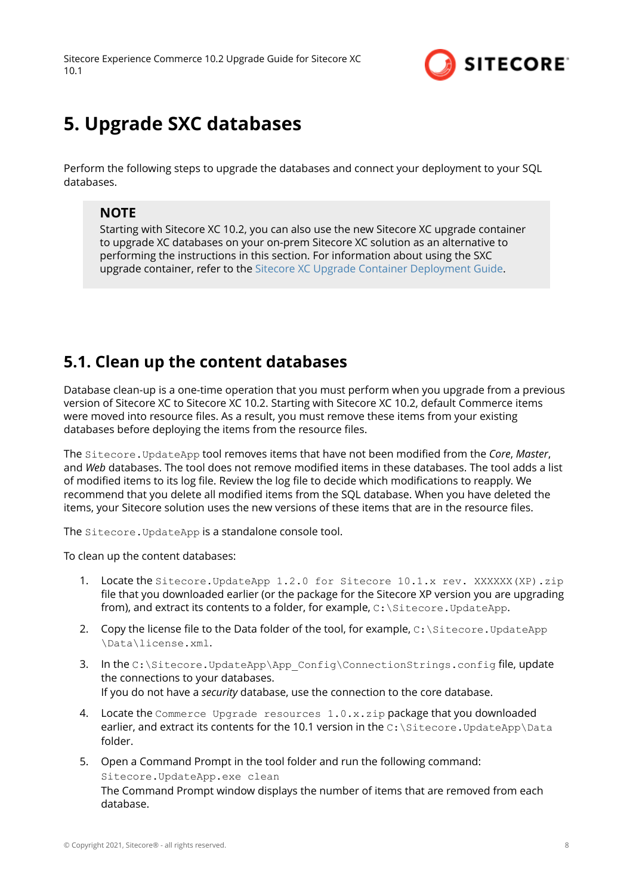# 5. Upgrade SXC databases

Perform the following steps to upgrade the databases and connect your deployment to your SQL databases.

> **NOTE**
> Starting with Sitecore XC 10.2, you can also use the new Sitecore XC upgrade container to upgrade XC databases on your on-prem Sitecore XC solution as an alternative to performing the instructions in this section. For information about using the SXC upgrade container, refer to the Sitecore XC Upgrade Container Deployment Guide.

## 5.1. Clean up the content databases

Database clean-up is a one-time operation that you must perform when you upgrade from a previous version of Sitecore XC to Sitecore XC 10.2. Starting with Sitecore XC 10.2, default Commerce items were moved into resource files. As a result, you must remove these items from your existing databases before deploying the items from the resource files.

The `Sitecore.UpdateApp` tool removes items that have not been modified from the *Core*, *Master*, and *Web* databases. The tool does not remove modified items in these databases. The tool adds a list of modified items to its log file. Review the log file to decide which modifications to reapply. We recommend that you delete all modified items from the SQL database. When you have deleted the items, your Sitecore solution uses the new versions of these items that are in the resource files.

The `Sitecore.UpdateApp` is a standalone console tool.

To clean up the content databases:

1. Locate the `Sitecore.UpdateApp 1.2.0 for Sitecore 10.1.x rev. XXXXXX(XP).zip` file that you downloaded earlier (or the package for the Sitecore XP version you are upgrading from), and extract its contents to a folder, for example, `C:\Sitecore.UpdateApp`.
2. Copy the license file to the Data folder of the tool, for example, `C:\Sitecore.UpdateApp\Data\license.xml`.
3. In the `C:\Sitecore.UpdateApp\App_Config\ConnectionStrings.config` file, update the connections to your databases.
   If you do not have a *security* database, use the connection to the core database.
4. Locate the `Commerce Upgrade resources 1.0.x.zip` package that you downloaded earlier, and extract its contents for the 10.1 version in the `C:\Sitecore.UpdateApp\Data` folder.
5. Open a Command Prompt in the tool folder and run the following command:
   `Sitecore.UpdateApp.exe clean`
   The Command Prompt window displays the number of items that are removed from each database.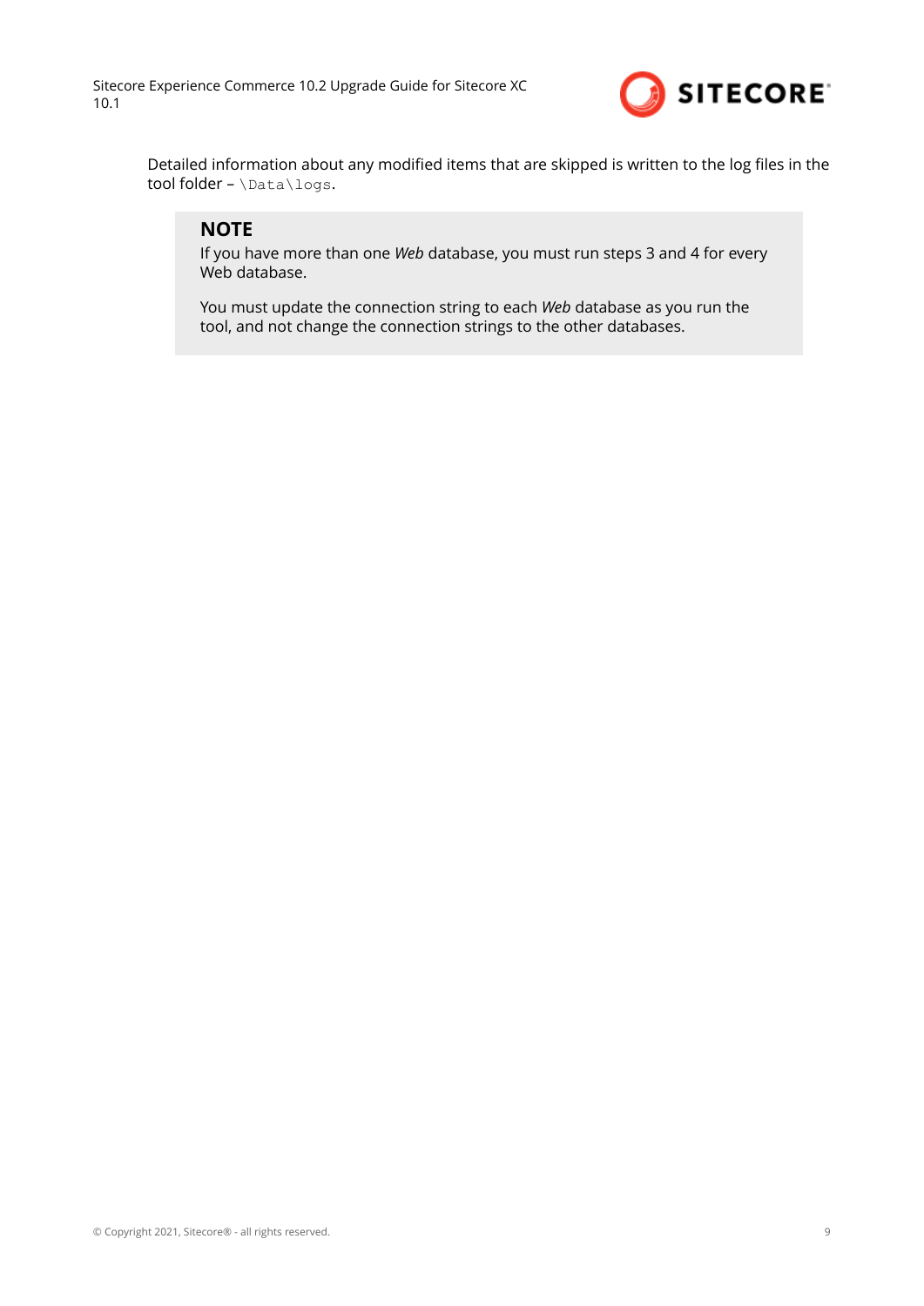Detailed information about any modified items that are skipped is written to the log files in the tool folder – `\Data\logs`.

> **NOTE**
>
> If you have more than one *Web* database, you must run steps 3 and 4 for every Web database.
>
> You must update the connection string to each *Web* database as you run the tool, and not change the connection strings to the other databases.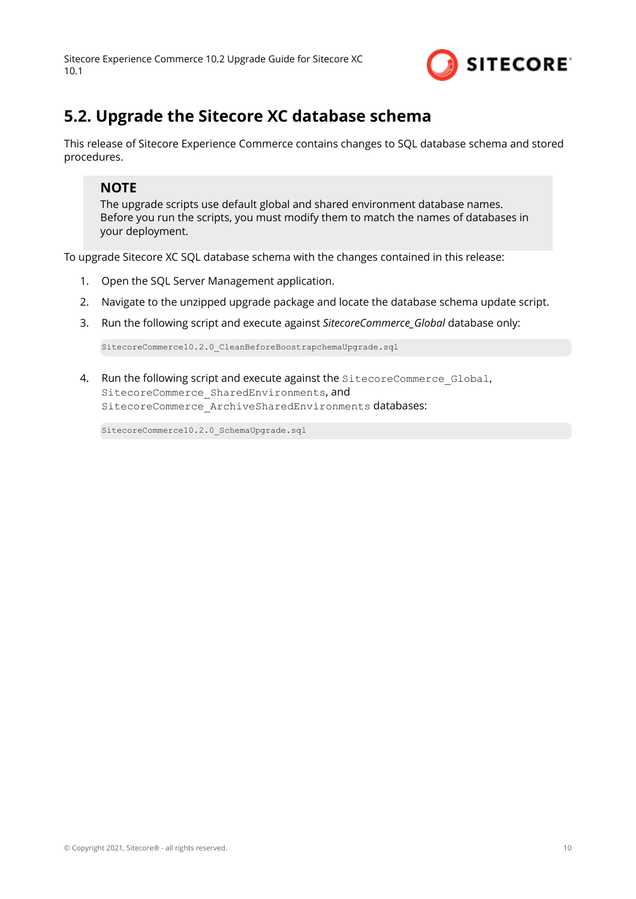## 5.2. Upgrade the Sitecore XC database schema

This release of Sitecore Experience Commerce contains changes to SQL database schema and stored procedures.

> **NOTE**
> The upgrade scripts use default global and shared environment database names. Before you run the scripts, you must modify them to match the names of databases in your deployment.

To upgrade Sitecore XC SQL database schema with the changes contained in this release:

1. Open the SQL Server Management application.
2. Navigate to the unzipped upgrade package and locate the database schema update script.
3. Run the following script and execute against *SitecoreCommerce_Global* database only:

   ```
   SitecoreCommerce10.2.0_CleanBeforeBoostrapchemaUpgrade.sql
   ```

4. Run the following script and execute against the `SitecoreCommerce_Global`, `SitecoreCommerce_SharedEnvironments`, and `SitecoreCommerce_ArchiveSharedEnvironments` databases:

   ```
   SitecoreCommerce10.2.0_SchemaUpgrade.sql
   ```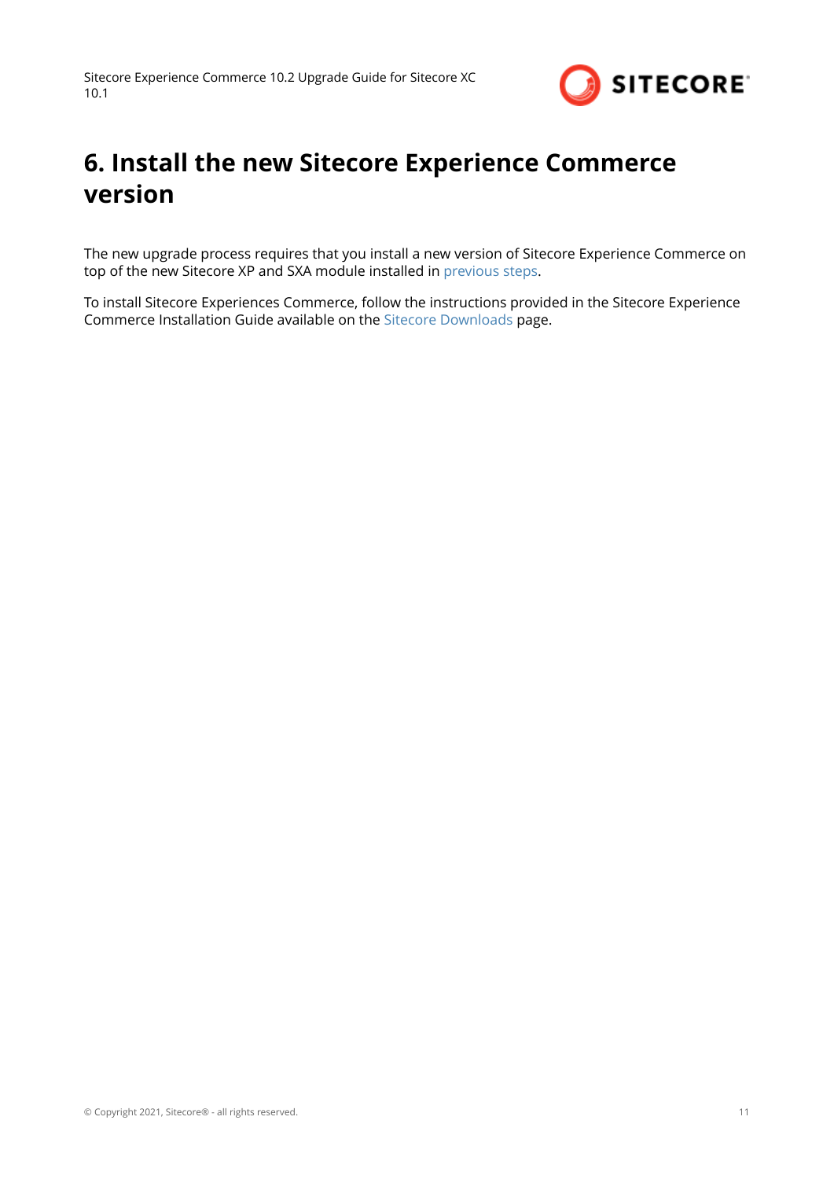# 6. Install the new Sitecore Experience Commerce version

The new upgrade process requires that you install a new version of Sitecore Experience Commerce on top of the new Sitecore XP and SXA module installed in previous steps.

To install Sitecore Experiences Commerce, follow the instructions provided in the Sitecore Experience Commerce Installation Guide available on the Sitecore Downloads page.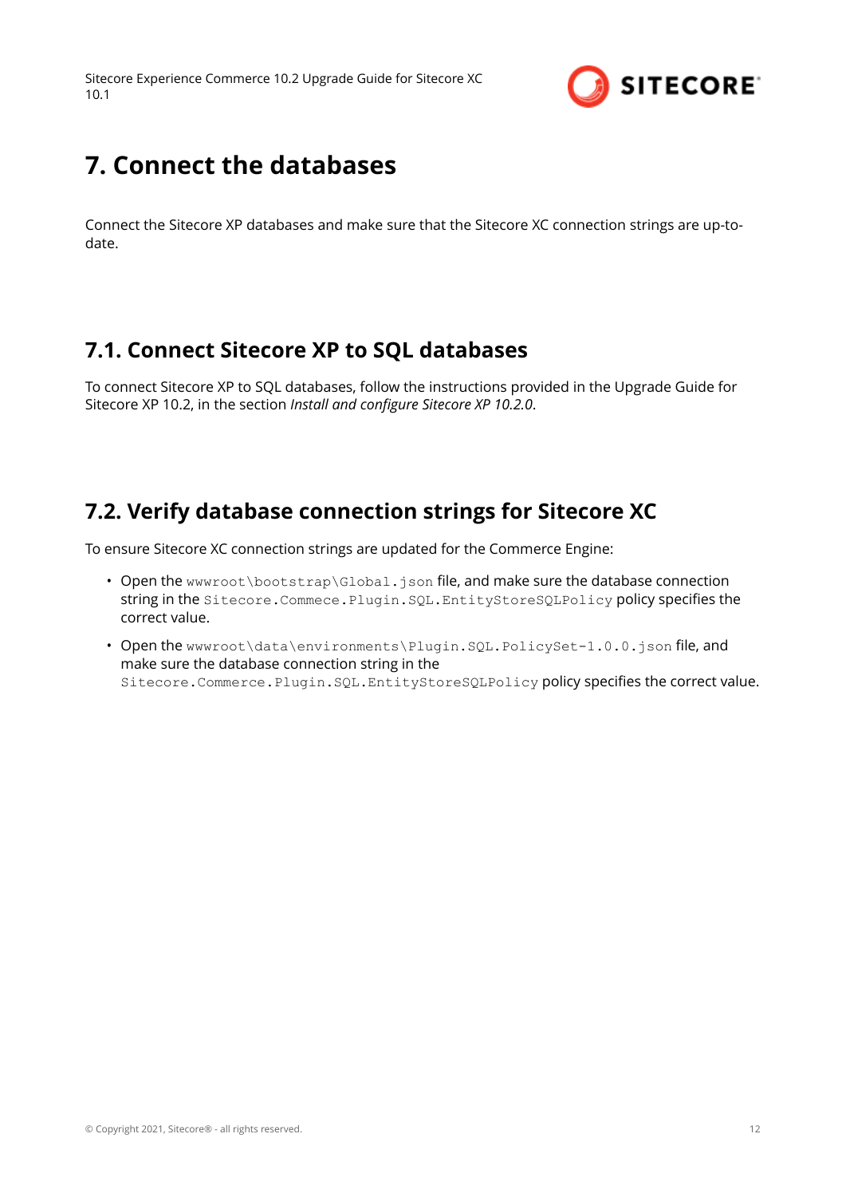# 7. Connect the databases

Connect the Sitecore XP databases and make sure that the Sitecore XC connection strings are up-to-date.

## 7.1. Connect Sitecore XP to SQL databases

To connect Sitecore XP to SQL databases, follow the instructions provided in the Upgrade Guide for Sitecore XP 10.2, in the section *Install and configure Sitecore XP 10.2.0*.

## 7.2. Verify database connection strings for Sitecore XC

To ensure Sitecore XC connection strings are updated for the Commerce Engine:

- Open the `wwwroot\bootstrap\Global.json` file, and make sure the database connection string in the `Sitecore.Commece.Plugin.SQL.EntityStoreSQLPolicy` policy specifies the correct value.
- Open the `wwwroot\data\environments\Plugin.SQL.PolicySet-1.0.0.json` file, and make sure the database connection string in the `Sitecore.Commerce.Plugin.SQL.EntityStoreSQLPolicy` policy specifies the correct value.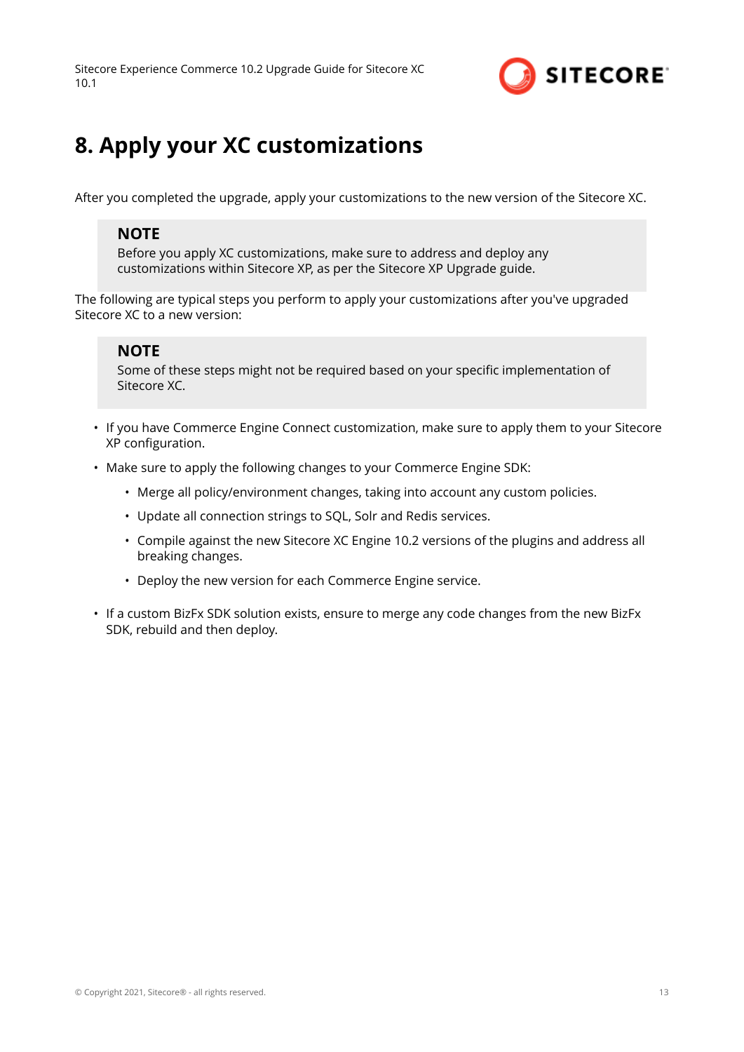# 8. Apply your XC customizations

After you completed the upgrade, apply your customizations to the new version of the Sitecore XC.

> **NOTE**
> Before you apply XC customizations, make sure to address and deploy any customizations within Sitecore XP, as per the Sitecore XP Upgrade guide.

The following are typical steps you perform to apply your customizations after you've upgraded Sitecore XC to a new version:

> **NOTE**
> Some of these steps might not be required based on your specific implementation of Sitecore XC.

- If you have Commerce Engine Connect customization, make sure to apply them to your Sitecore XP configuration.
- Make sure to apply the following changes to your Commerce Engine SDK:
  - Merge all policy/environment changes, taking into account any custom policies.
  - Update all connection strings to SQL, Solr and Redis services.
  - Compile against the new Sitecore XC Engine 10.2 versions of the plugins and address all breaking changes.
  - Deploy the new version for each Commerce Engine service.
- If a custom BizFx SDK solution exists, ensure to merge any code changes from the new BizFx SDK, rebuild and then deploy.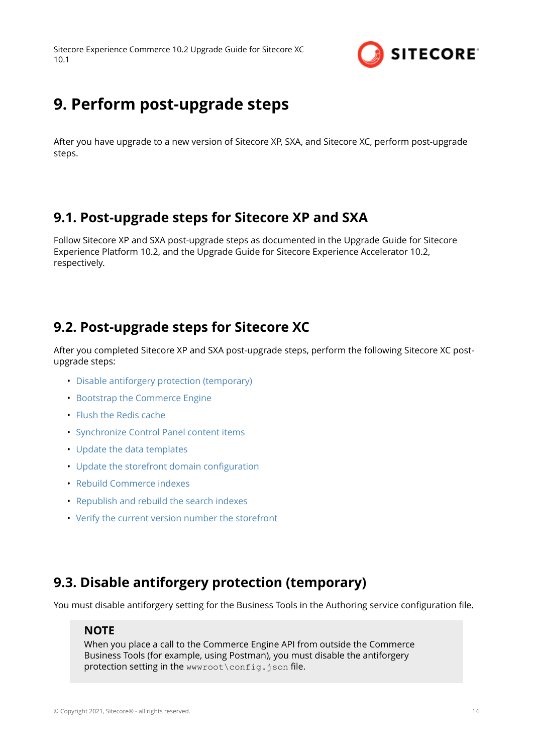# 9. Perform post-upgrade steps

After you have upgrade to a new version of Sitecore XP, SXA, and Sitecore XC, perform post-upgrade steps.

## 9.1. Post-upgrade steps for Sitecore XP and SXA

Follow Sitecore XP and SXA post-upgrade steps as documented in the Upgrade Guide for Sitecore Experience Platform 10.2, and the Upgrade Guide for Sitecore Experience Accelerator 10.2, respectively.

## 9.2. Post-upgrade steps for Sitecore XC

After you completed Sitecore XP and SXA post-upgrade steps, perform the following Sitecore XC post-upgrade steps:

- Disable antiforgery protection (temporary)
- Bootstrap the Commerce Engine
- Flush the Redis cache
- Synchronize Control Panel content items
- Update the data templates
- Update the storefront domain configuration
- Rebuild Commerce indexes
- Republish and rebuild the search indexes
- Verify the current version number the storefront

## 9.3. Disable antiforgery protection (temporary)

You must disable antiforgery setting for the Business Tools in the Authoring service configuration file.

> **NOTE**
>
> When you place a call to the Commerce Engine API from outside the Commerce Business Tools (for example, using Postman), you must disable the antiforgery protection setting in the `wwwroot\config.json` file.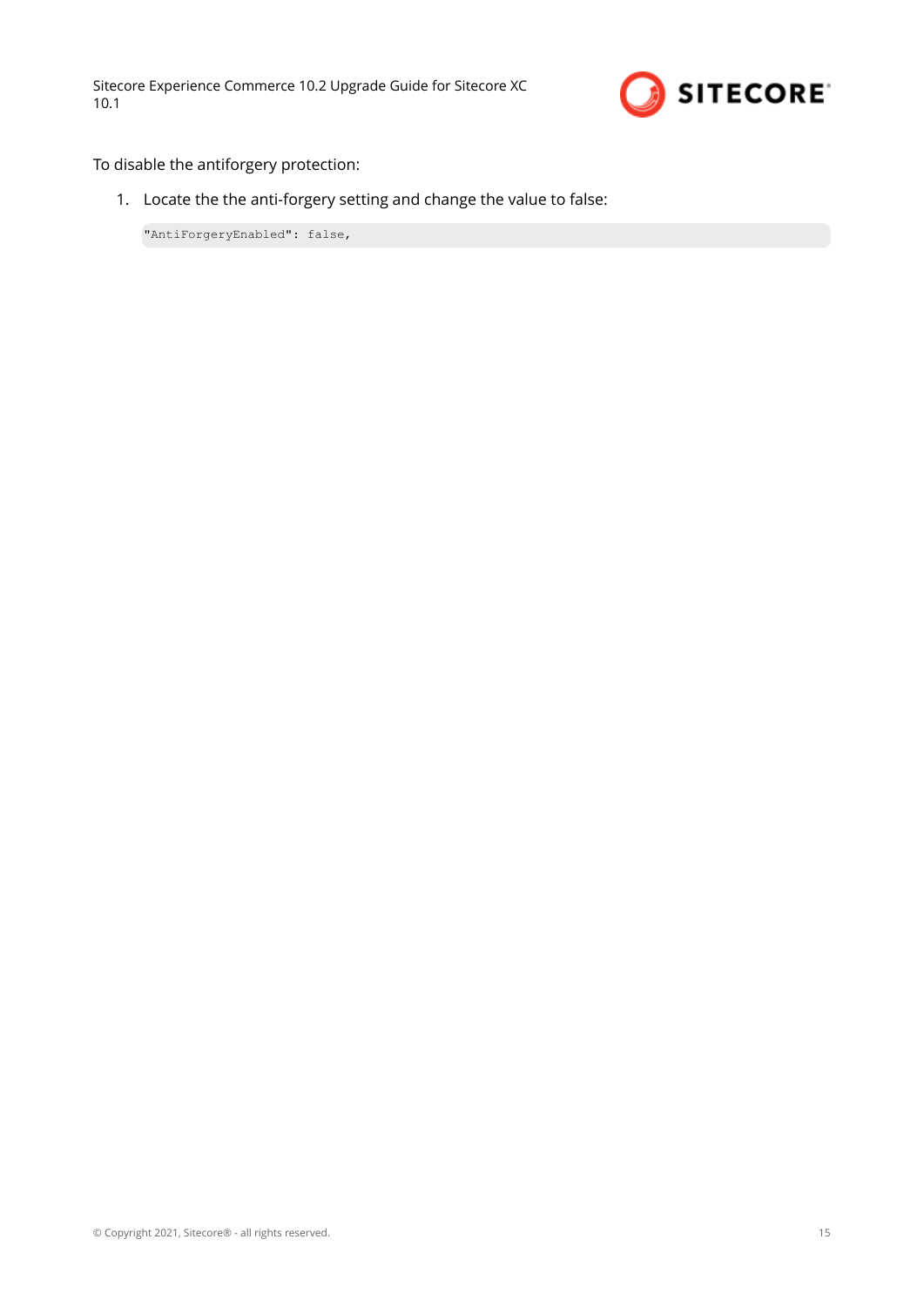To disable the antiforgery protection:

1. Locate the the anti-forgery setting and change the value to false:

   ```
   "AntiForgeryEnabled": false,
   ```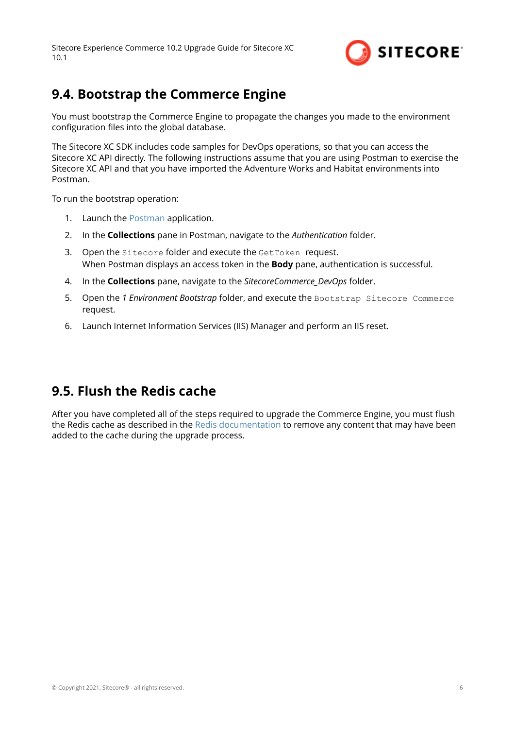## 9.4. Bootstrap the Commerce Engine

You must bootstrap the Commerce Engine to propagate the changes you made to the environment configuration files into the global database.

The Sitecore XC SDK includes code samples for DevOps operations, so that you can access the Sitecore XC API directly. The following instructions assume that you are using Postman to exercise the Sitecore XC API and that you have imported the Adventure Works and Habitat environments into Postman.

To run the bootstrap operation:

1. Launch the Postman application.
2. In the **Collections** pane in Postman, navigate to the *Authentication* folder.
3. Open the `Sitecore` folder and execute the `GetToken` request.
   When Postman displays an access token in the **Body** pane, authentication is successful.
4. In the **Collections** pane, navigate to the *SitecoreCommerce_DevOps* folder.
5. Open the *1 Environment Bootstrap* folder, and execute the `Bootstrap Sitecore Commerce` request.
6. Launch Internet Information Services (IIS) Manager and perform an IIS reset.

## 9.5. Flush the Redis cache

After you have completed all of the steps required to upgrade the Commerce Engine, you must flush the Redis cache as described in the Redis documentation to remove any content that may have been added to the cache during the upgrade process.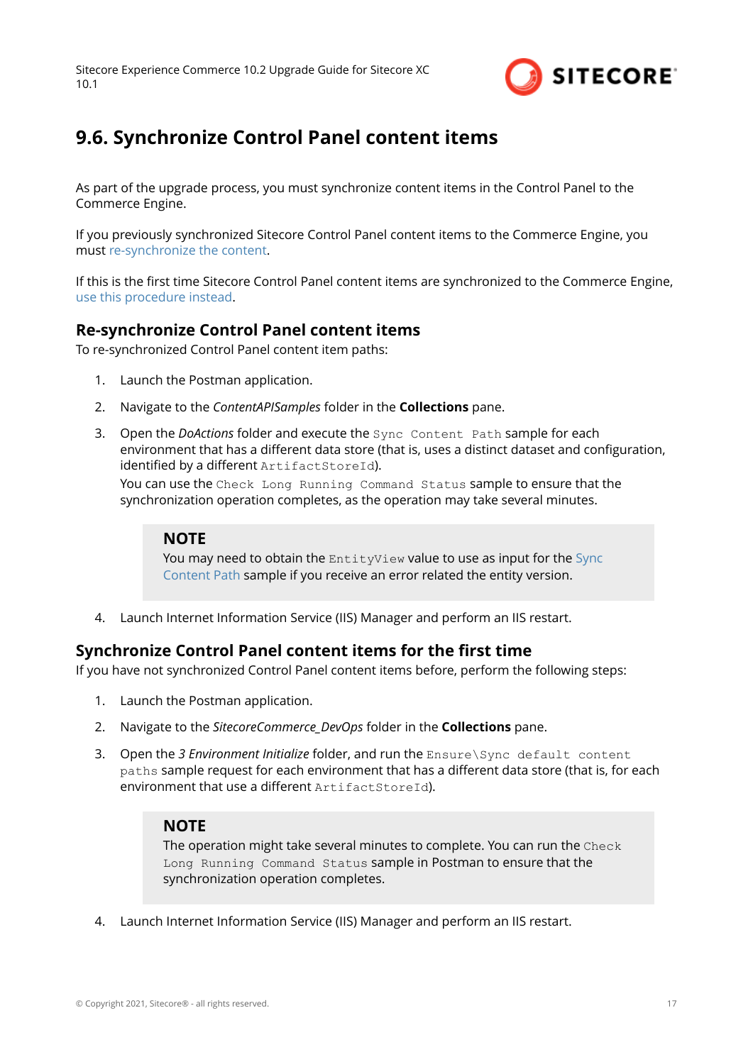## 9.6. Synchronize Control Panel content items

As part of the upgrade process, you must synchronize content items in the Control Panel to the Commerce Engine.

If you previously synchronized Sitecore Control Panel content items to the Commerce Engine, you must re-synchronize the content.

If this is the first time Sitecore Control Panel content items are synchronized to the Commerce Engine, use this procedure instead.

### Re-synchronize Control Panel content items

To re-synchronized Control Panel content item paths:

1. Launch the Postman application.
2. Navigate to the *ContentAPISamples* folder in the **Collections** pane.
3. Open the *DoActions* folder and execute the `Sync Content Path` sample for each environment that has a different data store (that is, uses a distinct dataset and configuration, identified by a different `ArtifactStoreId`).

   You can use the `Check Long Running Command Status` sample to ensure that the synchronization operation completes, as the operation may take several minutes.

   > **NOTE**
   > You may need to obtain the `EntityView` value to use as input for the Sync Content Path sample if you receive an error related the entity version.

4. Launch Internet Information Service (IIS) Manager and perform an IIS restart.

### Synchronize Control Panel content items for the first time

If you have not synchronized Control Panel content items before, perform the following steps:

1. Launch the Postman application.
2. Navigate to the *SitecoreCommerce_DevOps* folder in the **Collections** pane.
3. Open the *3 Environment Initialize* folder, and run the `Ensure\Sync default content paths` sample request for each environment that has a different data store (that is, for each environment that use a different `ArtifactStoreId`).

   > **NOTE**
   > The operation might take several minutes to complete. You can run the `Check Long Running Command Status` sample in Postman to ensure that the synchronization operation completes.

4. Launch Internet Information Service (IIS) Manager and perform an IIS restart.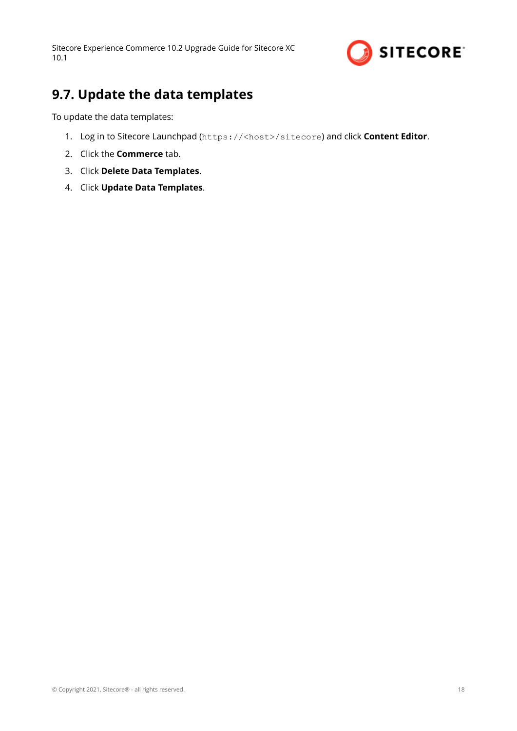## 9.7. Update the data templates

To update the data templates:

1. Log in to Sitecore Launchpad (`https://<host>/sitecore`) and click **Content Editor**.
2. Click the **Commerce** tab.
3. Click **Delete Data Templates**.
4. Click **Update Data Templates**.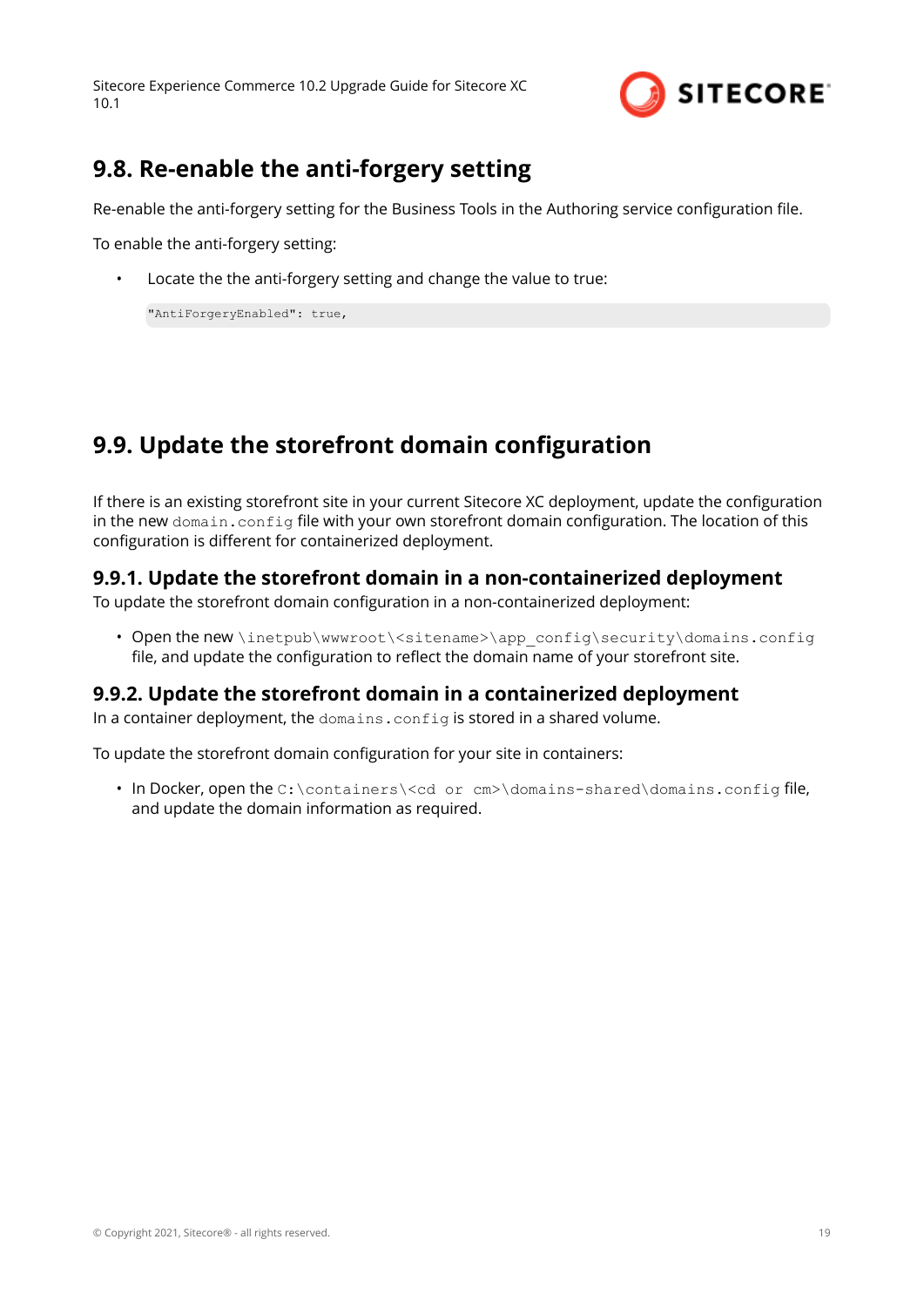## 9.8. Re-enable the anti-forgery setting

Re-enable the anti-forgery setting for the Business Tools in the Authoring service configuration file.

To enable the anti-forgery setting:

- Locate the the anti-forgery setting and change the value to true:

```
"AntiForgeryEnabled": true,
```

## 9.9. Update the storefront domain configuration

If there is an existing storefront site in your current Sitecore XC deployment, update the configuration in the new `domain.config` file with your own storefront domain configuration. The location of this configuration is different for containerized deployment.

### 9.9.1. Update the storefront domain in a non-containerized deployment

To update the storefront domain configuration in a non-containerized deployment:

- Open the new `\inetpub\wwwroot\<sitename>\app_config\security\domains.config` file, and update the configuration to reflect the domain name of your storefront site.

### 9.9.2. Update the storefront domain in a containerized deployment

In a container deployment, the `domains.config` is stored in a shared volume.

To update the storefront domain configuration for your site in containers:

- In Docker, open the `C:\containers\<cd or cm>\domains-shared\domains.config` file, and update the domain information as required.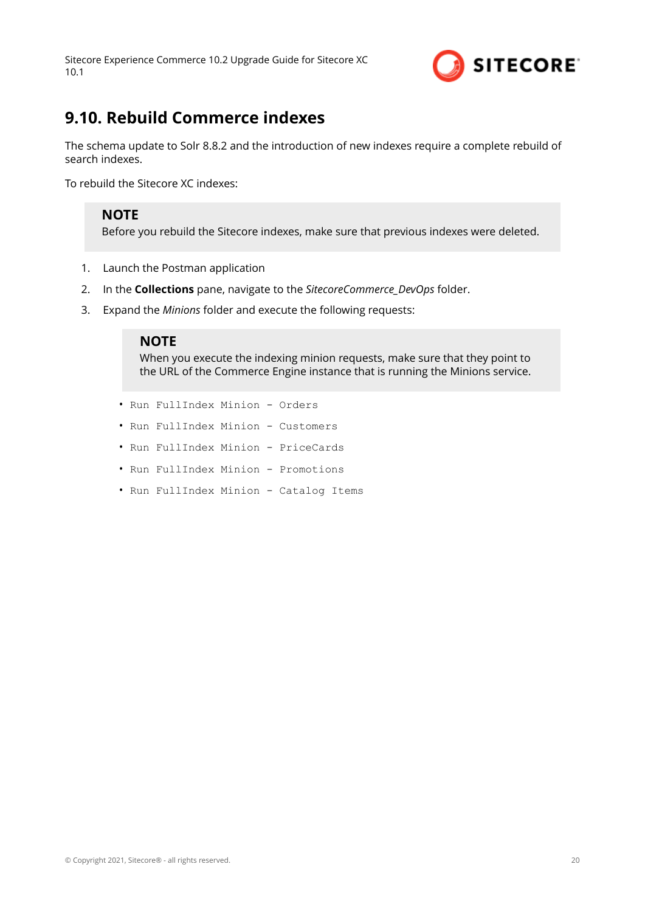## 9.10. Rebuild Commerce indexes

The schema update to Solr 8.8.2 and the introduction of new indexes require a complete rebuild of search indexes.

To rebuild the Sitecore XC indexes:

> **NOTE**
> Before you rebuild the Sitecore indexes, make sure that previous indexes were deleted.

1. Launch the Postman application
2. In the **Collections** pane, navigate to the *SitecoreCommerce_DevOps* folder.
3. Expand the *Minions* folder and execute the following requests:

   > **NOTE**
   > When you execute the indexing minion requests, make sure that they point to the URL of the Commerce Engine instance that is running the Minions service.

   - `Run FullIndex Minion - Orders`
   - `Run FullIndex Minion - Customers`
   - `Run FullIndex Minion - PriceCards`
   - `Run FullIndex Minion - Promotions`
   - `Run FullIndex Minion - Catalog Items`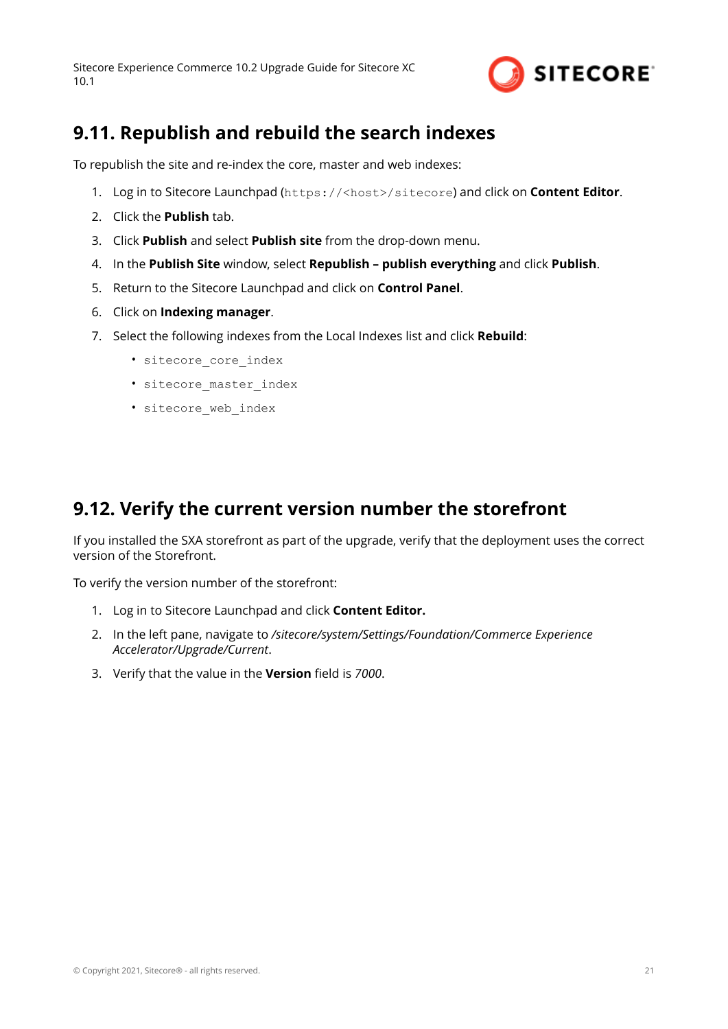## 9.11. Republish and rebuild the search indexes

To republish the site and re-index the core, master and web indexes:

1. Log in to Sitecore Launchpad (`https://<host>/sitecore`) and click on **Content Editor**.
2. Click the **Publish** tab.
3. Click **Publish** and select **Publish site** from the drop-down menu.
4. In the **Publish Site** window, select **Republish – publish everything** and click **Publish**.
5. Return to the Sitecore Launchpad and click on **Control Panel**.
6. Click on **Indexing manager**.
7. Select the following indexes from the Local Indexes list and click **Rebuild**:
   - `sitecore_core_index`
   - `sitecore_master_index`
   - `sitecore_web_index`

## 9.12. Verify the current version number the storefront

If you installed the SXA storefront as part of the upgrade, verify that the deployment uses the correct version of the Storefront.

To verify the version number of the storefront:

1. Log in to Sitecore Launchpad and click **Content Editor.**
2. In the left pane, navigate to */sitecore/system/Settings/Foundation/Commerce Experience Accelerator/Upgrade/Current*.
3. Verify that the value in the **Version** field is *7000*.